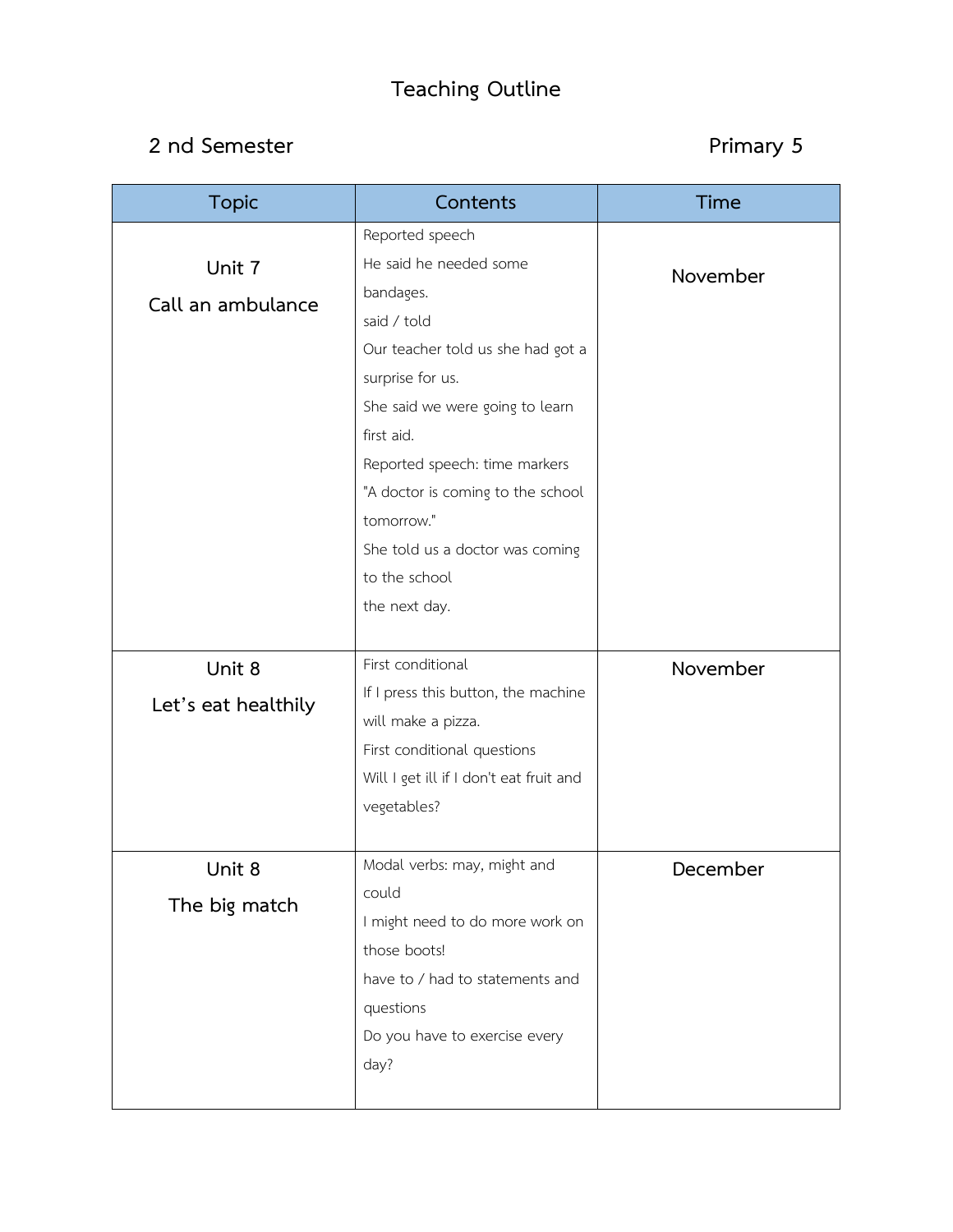# Teaching Outline

**2 nd Semester** **Primary 5**

| Topic | Contents | Time |
|---|---|---|
| Unit 7<br>Call an ambulance | Reported speech<br>He said he needed some bandages.<br>said / told<br>Our teacher told us she had got a surprise for us.<br>She said we were going to learn first aid.<br>Reported speech: time markers<br>"A doctor is coming to the school tomorrow."<br>She told us a doctor was coming to the school<br>the next day. | November |
| Unit 8<br>Let's eat healthily | First conditional<br>If I press this button, the machine will make a pizza.<br>First conditional questions<br>Will I get ill if I don't eat fruit and vegetables? | November |
| Unit 8<br>The big match | Modal verbs: may, might and could<br>I might need to do more work on those boots!<br>have to / had to statements and questions<br>Do you have to exercise every day? | December |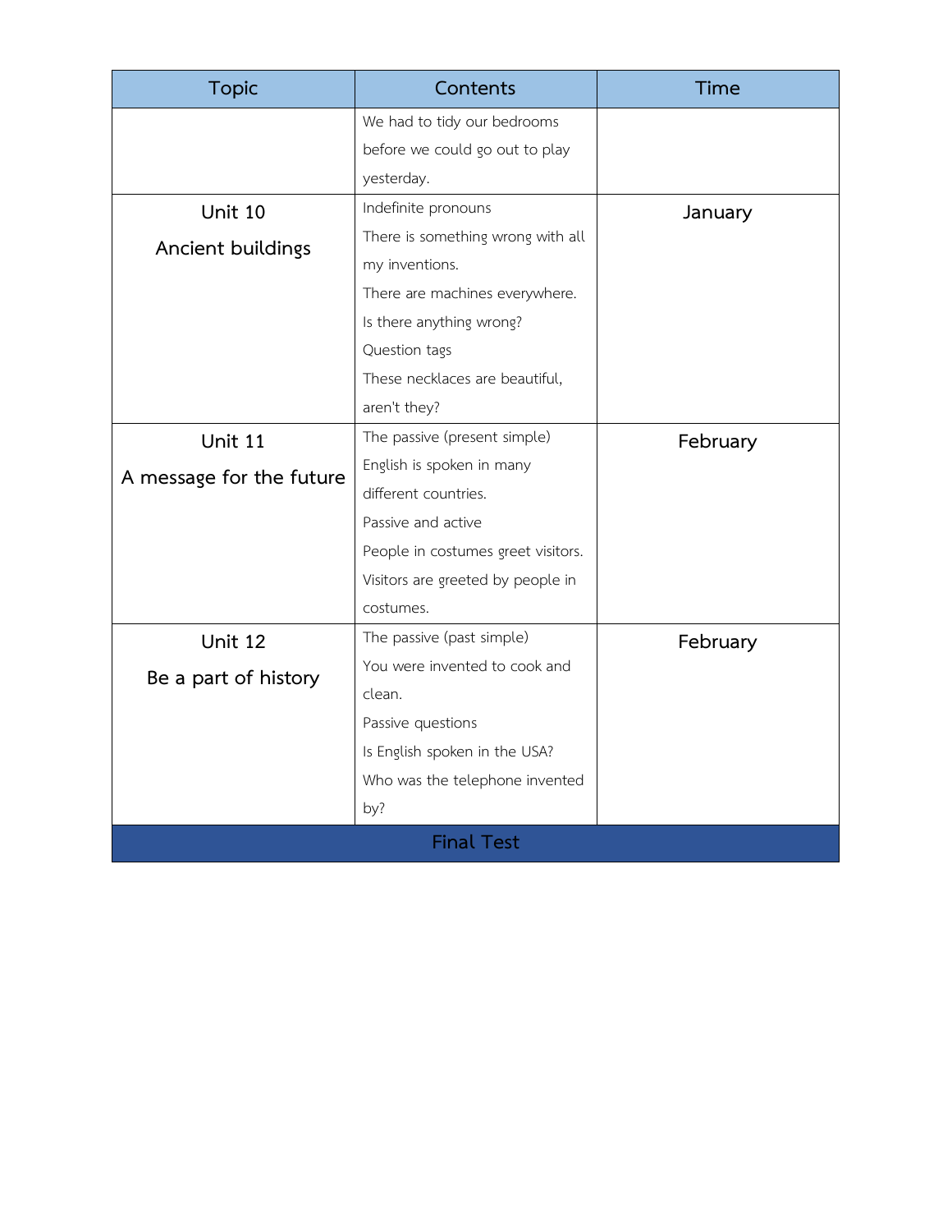| Topic | Contents | Time |
|---|---|---|
| | We had to tidy our bedrooms before we could go out to play yesterday. | |
| Unit 10<br>Ancient buildings | Indefinite pronouns<br>There is something wrong with all my inventions.<br>There are machines everywhere.<br>Is there anything wrong?<br>Question tags<br>These necklaces are beautiful, aren't they? | January |
| Unit 11<br>A message for the future | The passive (present simple)<br>English is spoken in many different countries.<br>Passive and active<br>People in costumes greet visitors.<br>Visitors are greeted by people in costumes. | February |
| Unit 12<br>Be a part of history | The passive (past simple)<br>You were invented to cook and clean.<br>Passive questions<br>Is English spoken in the USA?<br>Who was the telephone invented by? | February |
| Final Test | | |